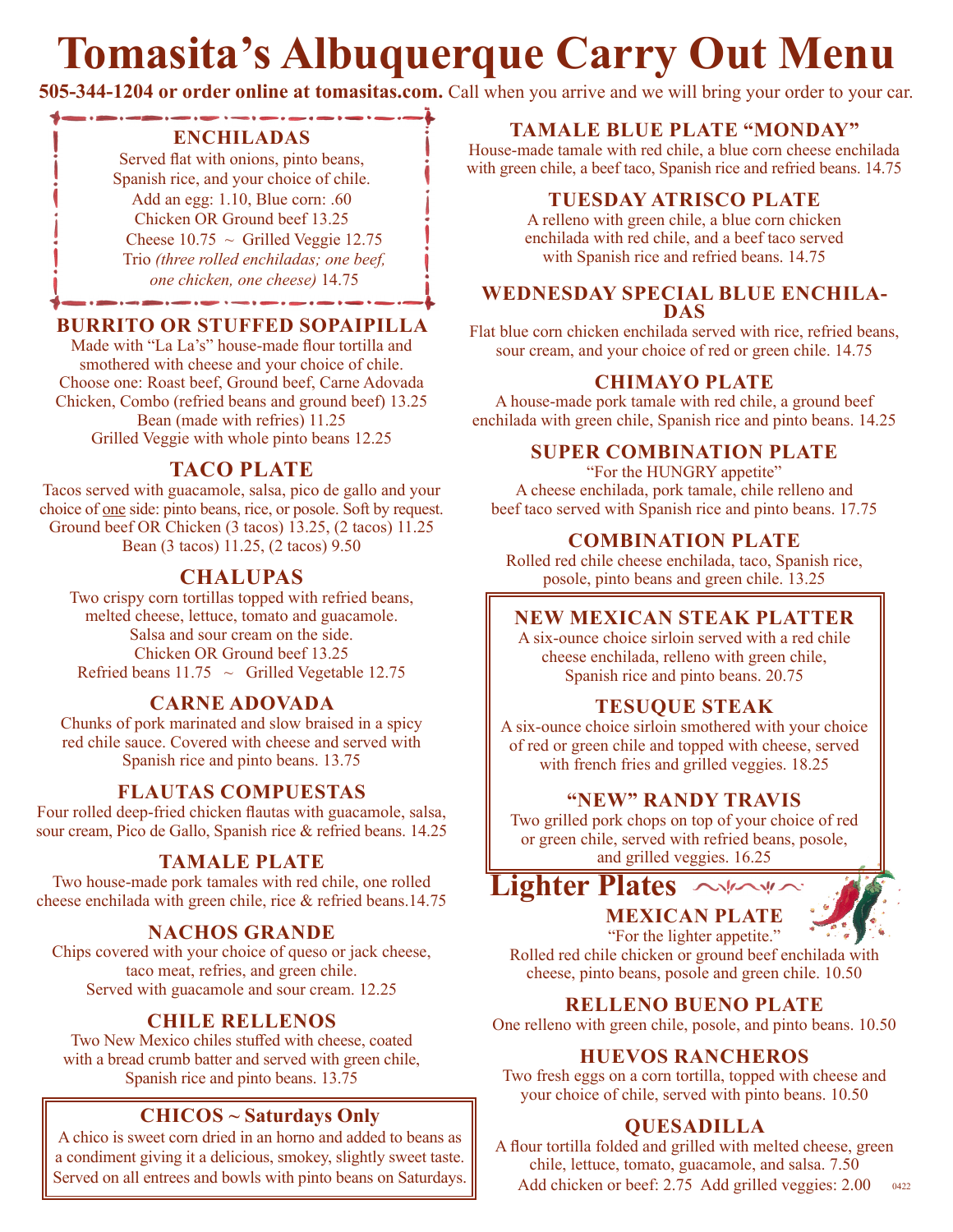# Tomasita's Albuquerque Carry Out Menu

**505-344-1204 or order online at tomasitas.com.** Call when you arrive and we will bring your order to your car.

## ENCHILADAS

Served flat with onions, pinto beans, Spanish rice, and your choice of chile.
Add an egg: 1.10, Blue corn: .60
Chicken OR Ground beef 13.25
Cheese 10.75 ~ Grilled Veggie 12.75
Trio *(three rolled enchiladas; one beef, one chicken, one cheese)* 14.75

## BURRITO OR STUFFED SOPAIPILLA

Made with "La La's" house-made flour tortilla and smothered with cheese and your choice of chile.
Choose one: Roast beef, Ground beef, Carne Adovada Chicken, Combo (refried beans and ground beef) 13.25
Bean (made with refries) 11.25
Grilled Veggie with whole pinto beans 12.25

## TACO PLATE

Tacos served with guacamole, salsa, pico de gallo and your choice of one side: pinto beans, rice, or posole. Soft by request.
Ground beef OR Chicken (3 tacos) 13.25, (2 tacos) 11.25
Bean (3 tacos) 11.25, (2 tacos) 9.50

## CHALUPAS

Two crispy corn tortillas topped with refried beans, melted cheese, lettuce, tomato and guacamole. Salsa and sour cream on the side.
Chicken OR Ground beef 13.25
Refried beans 11.75 ~ Grilled Vegetable 12.75

## CARNE ADOVADA

Chunks of pork marinated and slow braised in a spicy red chile sauce. Covered with cheese and served with Spanish rice and pinto beans. 13.75

## FLAUTAS COMPUESTAS

Four rolled deep-fried chicken flautas with guacamole, salsa, sour cream, Pico de Gallo, Spanish rice & refried beans. 14.25

## TAMALE PLATE

Two house-made pork tamales with red chile, one rolled cheese enchilada with green chile, rice & refried beans.14.75

## NACHOS GRANDE

Chips covered with your choice of queso or jack cheese, taco meat, refries, and green chile. Served with guacamole and sour cream. 12.25

## CHILE RELLENOS

Two New Mexico chiles stuffed with cheese, coated with a bread crumb batter and served with green chile, Spanish rice and pinto beans. 13.75

## CHICOS ~ Saturdays Only

A chico is sweet corn dried in an horno and added to beans as a condiment giving it a delicious, smokey, slightly sweet taste. Served on all entrees and bowls with pinto beans on Saturdays.

## TAMALE BLUE PLATE "MONDAY"

House-made tamale with red chile, a blue corn cheese enchilada with green chile, a beef taco, Spanish rice and refried beans. 14.75

## TUESDAY ATRISCO PLATE

A relleno with green chile, a blue corn chicken enchilada with red chile, and a beef taco served with Spanish rice and refried beans. 14.75

## WEDNESDAY SPECIAL BLUE ENCHILADAS

Flat blue corn chicken enchilada served with rice, refried beans, sour cream, and your choice of red or green chile. 14.75

## CHIMAYO PLATE

A house-made pork tamale with red chile, a ground beef enchilada with green chile, Spanish rice and pinto beans. 14.25

## SUPER COMBINATION PLATE

"For the HUNGRY appetite"
A cheese enchilada, pork tamale, chile relleno and beef taco served with Spanish rice and pinto beans. 17.75

## COMBINATION PLATE

Rolled red chile cheese enchilada, taco, Spanish rice, posole, pinto beans and green chile. 13.25

## NEW MEXICAN STEAK PLATTER

A six-ounce choice sirloin served with a red chile cheese enchilada, relleno with green chile, Spanish rice and pinto beans. 20.75

## TESUQUE STEAK

A six-ounce choice sirloin smothered with your choice of red or green chile and topped with cheese, served with french fries and grilled veggies. 18.25

## "NEW" RANDY TRAVIS

Two grilled pork chops on top of your choice of red or green chile, served with refried beans, posole, and grilled veggies. 16.25

# Lighter Plates

## MEXICAN PLATE

"For the lighter appetite."
Rolled red chile chicken or ground beef enchilada with cheese, pinto beans, posole and green chile. 10.50

## RELLENO BUENO PLATE

One relleno with green chile, posole, and pinto beans. 10.50

## HUEVOS RANCHEROS

Two fresh eggs on a corn tortilla, topped with cheese and your choice of chile, served with pinto beans. 10.50

## QUESADILLA

A flour tortilla folded and grilled with melted cheese, green chile, lettuce, tomato, guacamole, and salsa. 7.50
Add chicken or beef: 2.75 Add grilled veggies: 2.00

0422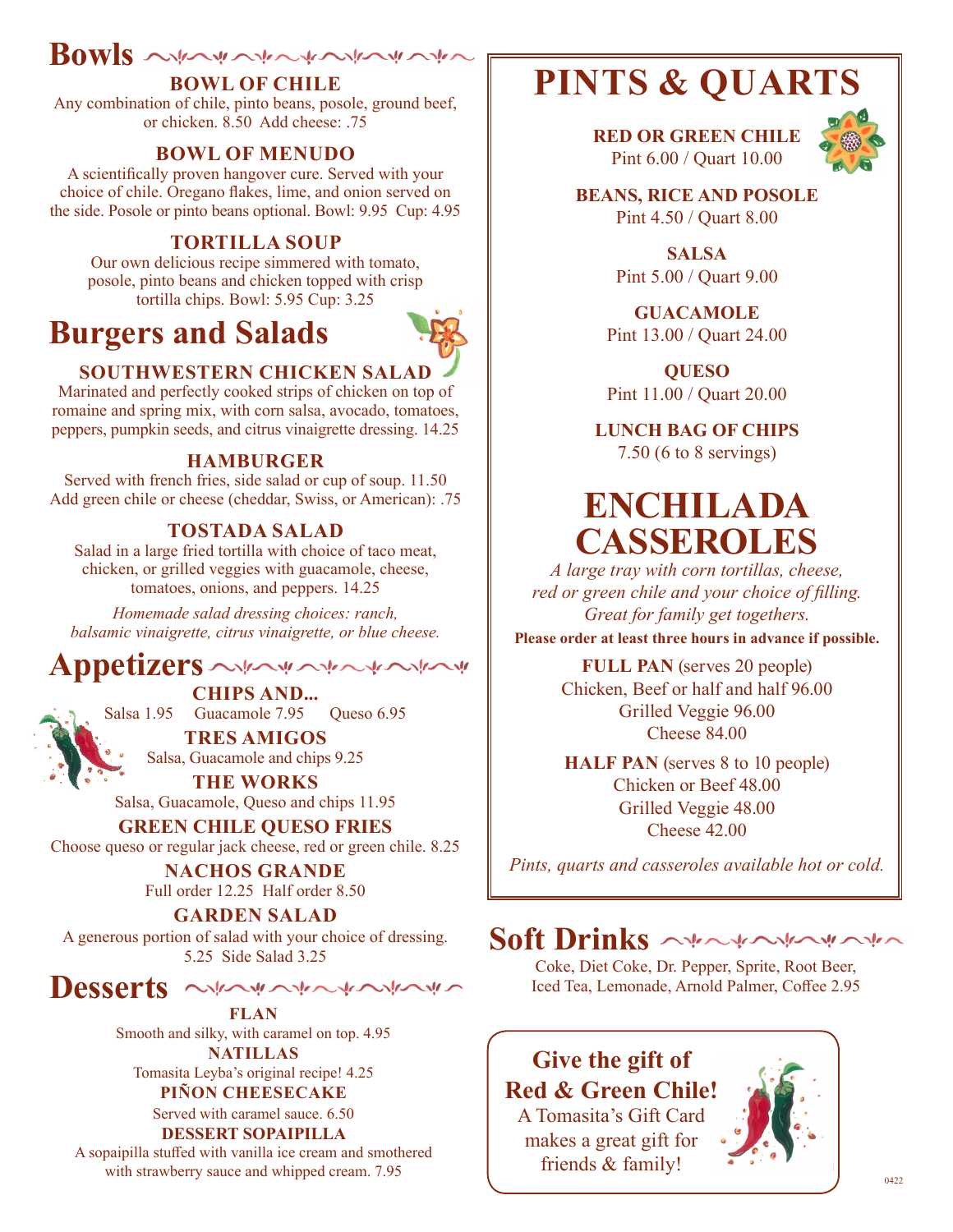# Bowls

### BOWL OF CHILE

Any combination of chile, pinto beans, posole, ground beef, or chicken. 8.50 Add cheese: .75

### BOWL OF MENUDO

A scientifically proven hangover cure. Served with your choice of chile. Oregano flakes, lime, and onion served on the side. Posole or pinto beans optional. Bowl: 9.95 Cup: 4.95

### TORTILLA SOUP

Our own delicious recipe simmered with tomato, posole, pinto beans and chicken topped with crisp tortilla chips. Bowl: 5.95 Cup: 3.25

# Burgers and Salads

### SOUTHWESTERN CHICKEN SALAD

Marinated and perfectly cooked strips of chicken on top of romaine and spring mix, with corn salsa, avocado, tomatoes, peppers, pumpkin seeds, and citrus vinaigrette dressing. 14.25

### HAMBURGER

Served with french fries, side salad or cup of soup. 11.50
Add green chile or cheese (cheddar, Swiss, or American): .75

### TOSTADA SALAD

Salad in a large fried tortilla with choice of taco meat, chicken, or grilled veggies with guacamole, cheese, tomatoes, onions, and peppers. 14.25

*Homemade salad dressing choices: ranch, balsamic vinaigrette, citrus vinaigrette, or blue cheese.*

# Appetizers

### CHIPS AND...

Salsa 1.95 Guacamole 7.95 Queso 6.95

### TRES AMIGOS

Salsa, Guacamole and chips 9.25

### THE WORKS

Salsa, Guacamole, Queso and chips 11.95

### GREEN CHILE QUESO FRIES

Choose queso or regular jack cheese, red or green chile. 8.25

### NACHOS GRANDE

Full order 12.25 Half order 8.50

### GARDEN SALAD

A generous portion of salad with your choice of dressing. 5.25 Side Salad 3.25

# Desserts

### FLAN

Smooth and silky, with caramel on top. 4.95

### NATILLAS

Tomasita Leyba's original recipe! 4.25

### PIÑON CHEESECAKE

Served with caramel sauce. 6.50

### DESSERT SOPAIPILLA

A sopaipilla stuffed with vanilla ice cream and smothered with strawberry sauce and whipped cream. 7.95

# PINTS & QUARTS

### RED OR GREEN CHILE

Pint 6.00 / Quart 10.00

### BEANS, RICE AND POSOLE

Pint 4.50 / Quart 8.00

### SALSA

Pint 5.00 / Quart 9.00

### GUACAMOLE

Pint 13.00 / Quart 24.00

### QUESO

Pint 11.00 / Quart 20.00

### LUNCH BAG OF CHIPS

7.50 (6 to 8 servings)

# ENCHILADA CASSEROLES

*A large tray with corn tortillas, cheese, red or green chile and your choice of filling. Great for family get togethers.*

**Please order at least three hours in advance if possible.**

**FULL PAN** (serves 20 people)
Chicken, Beef or half and half 96.00
Grilled Veggie 96.00
Cheese 84.00

**HALF PAN** (serves 8 to 10 people)
Chicken or Beef 48.00
Grilled Veggie 48.00
Cheese 42.00

*Pints, quarts and casseroles available hot or cold.*

# Soft Drinks

Coke, Diet Coke, Dr. Pepper, Sprite, Root Beer, Iced Tea, Lemonade, Arnold Palmer, Coffee 2.95

## Give the gift of Red & Green Chile!

A Tomasita's Gift Card makes a great gift for friends & family!

0422